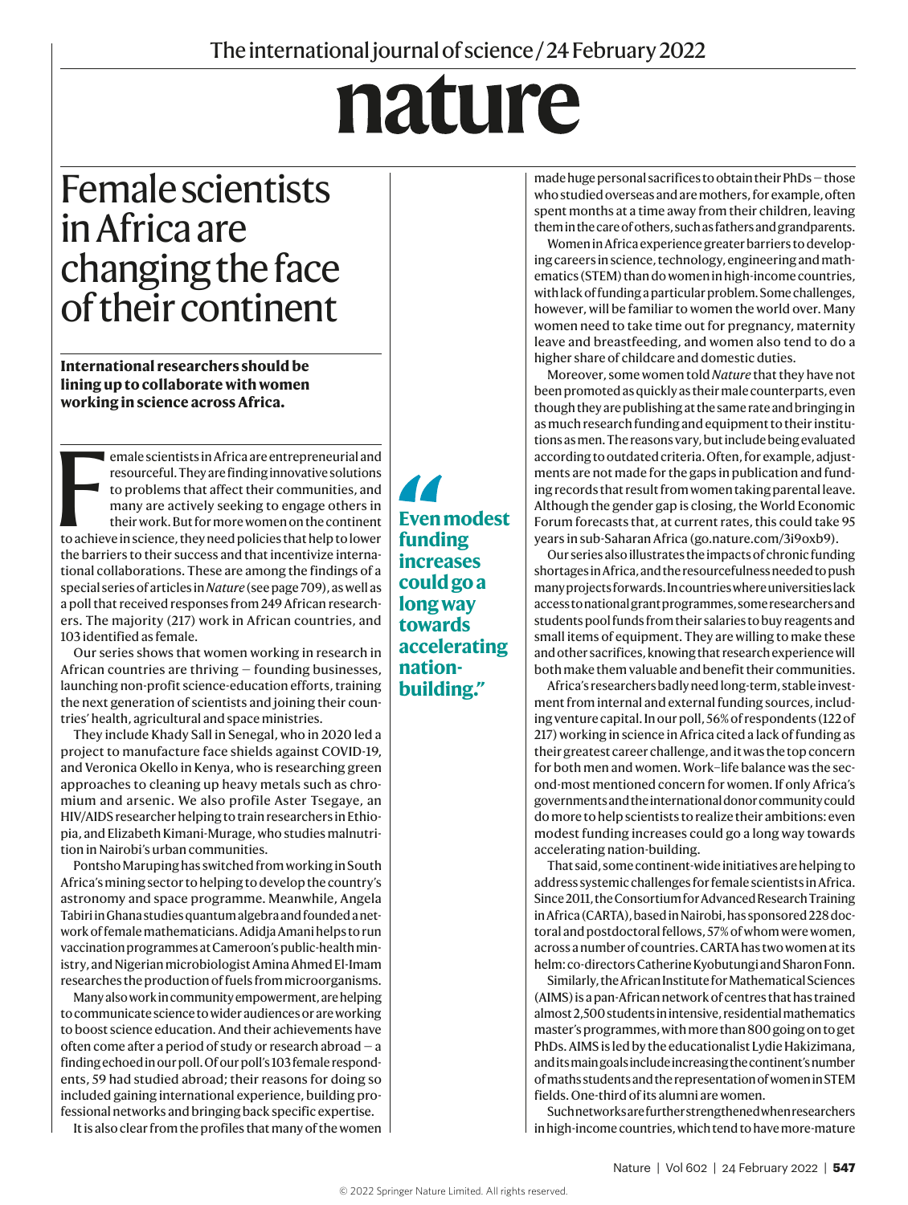# Female scientists in Africa are changing the face of their continent

**International researchers should be lining up to collaborate with women working in science across Africa.**

Female scientists in Africa are entrepreneurial and resourceful. They are finding innovative solutions to problems that affect their communities, and many are actively seeking to engage others in their work. But for more women on the continent to achieve in science, they need policies that help to lower the barriers to their success and that incentivize international collaborations. These are among the findings of a special series of articles in *Nature* (see page 709), as well as a poll that received responses from 249 African researchers. The majority (217) work in African countries, and 103 identified as female.

Our series shows that women working in research in African countries are thriving — founding businesses, launching non-profit science-education efforts, training the next generation of scientists and joining their countries' health, agricultural and space ministries.

They include Khady Sall in Senegal, who in 2020 led a project to manufacture face shields against COVID-19, and Veronica Okello in Kenya, who is researching green approaches to cleaning up heavy metals such as chromium and arsenic. We also profile Aster Tsegaye, an HIV/AIDS researcher helping to train researchers in Ethiopia, and Elizabeth Kimani-Murage, who studies malnutrition in Nairobi's urban communities.

Pontsho Maruping has switched from working in South Africa's mining sector to helping to develop the country's astronomy and space programme. Meanwhile, Angela Tabiri in Ghana studies quantum algebra and founded a network of female mathematicians. Adidja Amani helps to run vaccination programmes at Cameroon's public-health ministry, and Nigerian microbiologist Amina Ahmed El-Imam researches the production of fuels from microorganisms.

Many also work in community empowerment, are helping to communicate science to wider audiences or are working to boost science education. And their achievements have often come after a period of study or research abroad — a finding echoed in our poll. Of our poll's 103 female respondents, 59 had studied abroad; their reasons for doing so included gaining international experience, building professional networks and bringing back specific expertise.

It is also clear from the profiles that many of the women made huge personal sacrifices to obtain their PhDs — those who studied overseas and are mothers, for example, often spent months at a time away from their children, leaving them in the care of others, such as fathers and grandparents.

> **"Even modest funding increases could go a long way towards accelerating nation-building."**

Women in Africa experience greater barriers to developing careers in science, technology, engineering and mathematics (STEM) than do women in high-income countries, with lack of funding a particular problem. Some challenges, however, will be familiar to women the world over. Many women need to take time out for pregnancy, maternity leave and breastfeeding, and women also tend to do a higher share of childcare and domestic duties.

Moreover, some women told *Nature* that they have not been promoted as quickly as their male counterparts, even though they are publishing at the same rate and bringing in as much research funding and equipment to their institutions as men. The reasons vary, but include being evaluated according to outdated criteria. Often, for example, adjustments are not made for the gaps in publication and funding records that result from women taking parental leave. Although the gender gap is closing, the World Economic Forum forecasts that, at current rates, this could take 95 years in sub-Saharan Africa (go.nature.com/3i9oxb9).

Our series also illustrates the impacts of chronic funding shortages in Africa, and the resourcefulness needed to push many projects forwards. In countries where universities lack access to national grant programmes, some researchers and students pool funds from their salaries to buy reagents and small items of equipment. They are willing to make these and other sacrifices, knowing that research experience will both make them valuable and benefit their communities.

Africa's researchers badly need long-term, stable investment from internal and external funding sources, including venture capital. In our poll, 56% of respondents (122 of 217) working in science in Africa cited a lack of funding as their greatest career challenge, and it was the top concern for both men and women. Work–life balance was the second-most mentioned concern for women. If only Africa's governments and the international donor community could do more to help scientists to realize their ambitions: even modest funding increases could go a long way towards accelerating nation-building.

That said, some continent-wide initiatives are helping to address systemic challenges for female scientists in Africa. Since 2011, the Consortium for Advanced Research Training in Africa (CARTA), based in Nairobi, has sponsored 228 doctoral and postdoctoral fellows, 57% of whom were women, across a number of countries. CARTA has two women at its helm: co-directors Catherine Kyobutungi and Sharon Fonn.

Similarly, the African Institute for Mathematical Sciences (AIMS) is a pan-African network of centres that has trained almost 2,500 students in intensive, residential mathematics master's programmes, with more than 800 going on to get PhDs. AIMS is led by the educationalist Lydie Hakizimana, and its main goals include increasing the continent's number of maths students and the representation of women in STEM fields. One-third of its alumni are women.

Such networks are further strengthened when researchers in high-income countries, which tend to have more-mature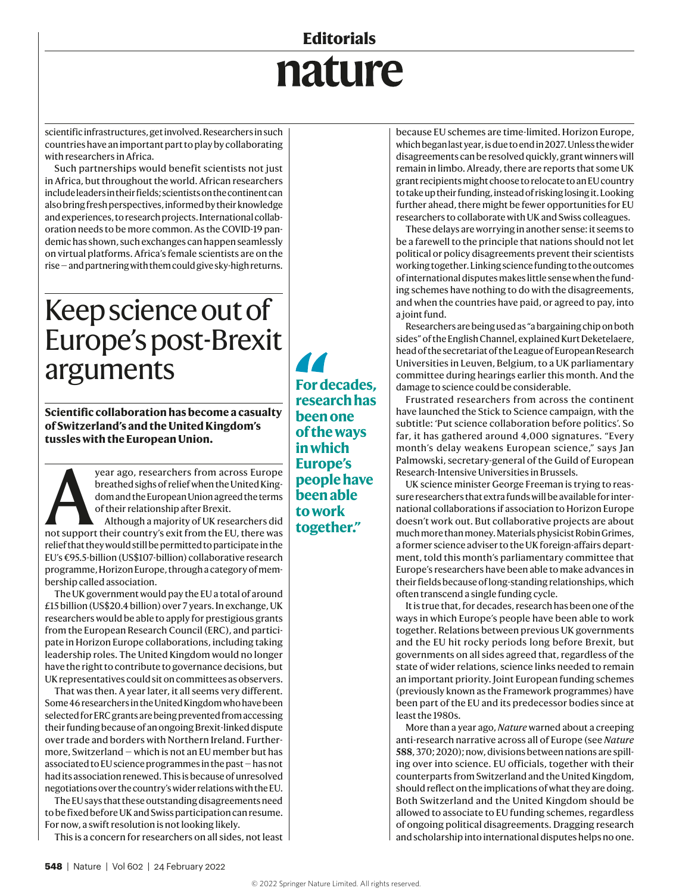scientific infrastructures, get involved. Researchers in such countries have an important part to play by collaborating with researchers in Africa.

Such partnerships would benefit scientists not just in Africa, but throughout the world. African researchers include leaders in their fields; scientists on the continent can also bring fresh perspectives, informed by their knowledge and experiences, to research projects. International collaboration needs to be more common. As the COVID-19 pandemic has shown, such exchanges can happen seamlessly on virtual platforms. Africa's female scientists are on the rise — and partnering with them could give sky-high returns.

# Keep science out of Europe's post-Brexit arguments

**Scientific collaboration has become a casualty of Switzerland's and the United Kingdom's tussles with the European Union.**

A year ago, researchers from across Europe breathed sighs of relief when the United Kingdom and the European Union agreed the terms of their relationship after Brexit.

Although a majority of UK researchers did not support their country's exit from the EU, there was relief that they would still be permitted to participate in the EU's €95.5-billion (US$107-billion) collaborative research programme, Horizon Europe, through a category of membership called association.

The UK government would pay the EU a total of around £15 billion (US$20.4 billion) over 7 years. In exchange, UK researchers would be able to apply for prestigious grants from the European Research Council (ERC), and participate in Horizon Europe collaborations, including taking leadership roles. The United Kingdom would no longer have the right to contribute to governance decisions, but UK representatives could sit on committees as observers.

That was then. A year later, it all seems very different. Some 46 researchers in the United Kingdom who have been selected for ERC grants are being prevented from accessing their funding because of an ongoing Brexit-linked dispute over trade and borders with Northern Ireland. Furthermore, Switzerland — which is not an EU member but has associated to EU science programmes in the past — has not had its association renewed. This is because of unresolved negotiations over the country's wider relations with the EU.

The EU says that these outstanding disagreements need to be fixed before UK and Swiss participation can resume. For now, a swift resolution is not looking likely.

This is a concern for researchers on all sides, not least because EU schemes are time-limited. Horizon Europe, which began last year, is due to end in 2027. Unless the wider disagreements can be resolved quickly, grant winners will remain in limbo. Already, there are reports that some UK grant recipients might choose to relocate to an EU country to take up their funding, instead of risking losing it. Looking further ahead, there might be fewer opportunities for EU researchers to collaborate with UK and Swiss colleagues.

These delays are worrying in another sense: it seems to be a farewell to the principle that nations should not let political or policy disagreements prevent their scientists working together. Linking science funding to the outcomes of international disputes makes little sense when the funding schemes have nothing to do with the disagreements, and when the countries have paid, or agreed to pay, into a joint fund.

> **"For decades, research has been one of the ways in which Europe's people have been able to work together."**

Researchers are being used as "a bargaining chip on both sides" of the English Channel, explained Kurt Deketelaere, head of the secretariat of the League of European Research Universities in Leuven, Belgium, to a UK parliamentary committee during hearings earlier this month. And the damage to science could be considerable.

Frustrated researchers from across the continent have launched the Stick to Science campaign, with the subtitle: 'Put science collaboration before politics'. So far, it has gathered around 4,000 signatures. "Every month's delay weakens European science," says Jan Palmowski, secretary-general of the Guild of European Research-Intensive Universities in Brussels.

UK science minister George Freeman is trying to reassure researchers that extra funds will be available for international collaborations if association to Horizon Europe doesn't work out. But collaborative projects are about much more than money. Materials physicist Robin Grimes, a former science adviser to the UK foreign-affairs department, told this month's parliamentary committee that Europe's researchers have been able to make advances in their fields because of long-standing relationships, which often transcend a single funding cycle.

It is true that, for decades, research has been one of the ways in which Europe's people have been able to work together. Relations between previous UK governments and the EU hit rocky periods long before Brexit, but governments on all sides agreed that, regardless of the state of wider relations, science links needed to remain an important priority. Joint European funding schemes (previously known as the Framework programmes) have been part of the EU and its predecessor bodies since at least the 1980s.

More than a year ago, *Nature* warned about a creeping anti-research narrative across all of Europe (see *Nature* **588**, 370; 2020); now, divisions between nations are spilling over into science. EU officials, together with their counterparts from Switzerland and the United Kingdom, should reflect on the implications of what they are doing. Both Switzerland and the United Kingdom should be allowed to associate to EU funding schemes, regardless of ongoing political disagreements. Dragging research and scholarship into international disputes helps no one.